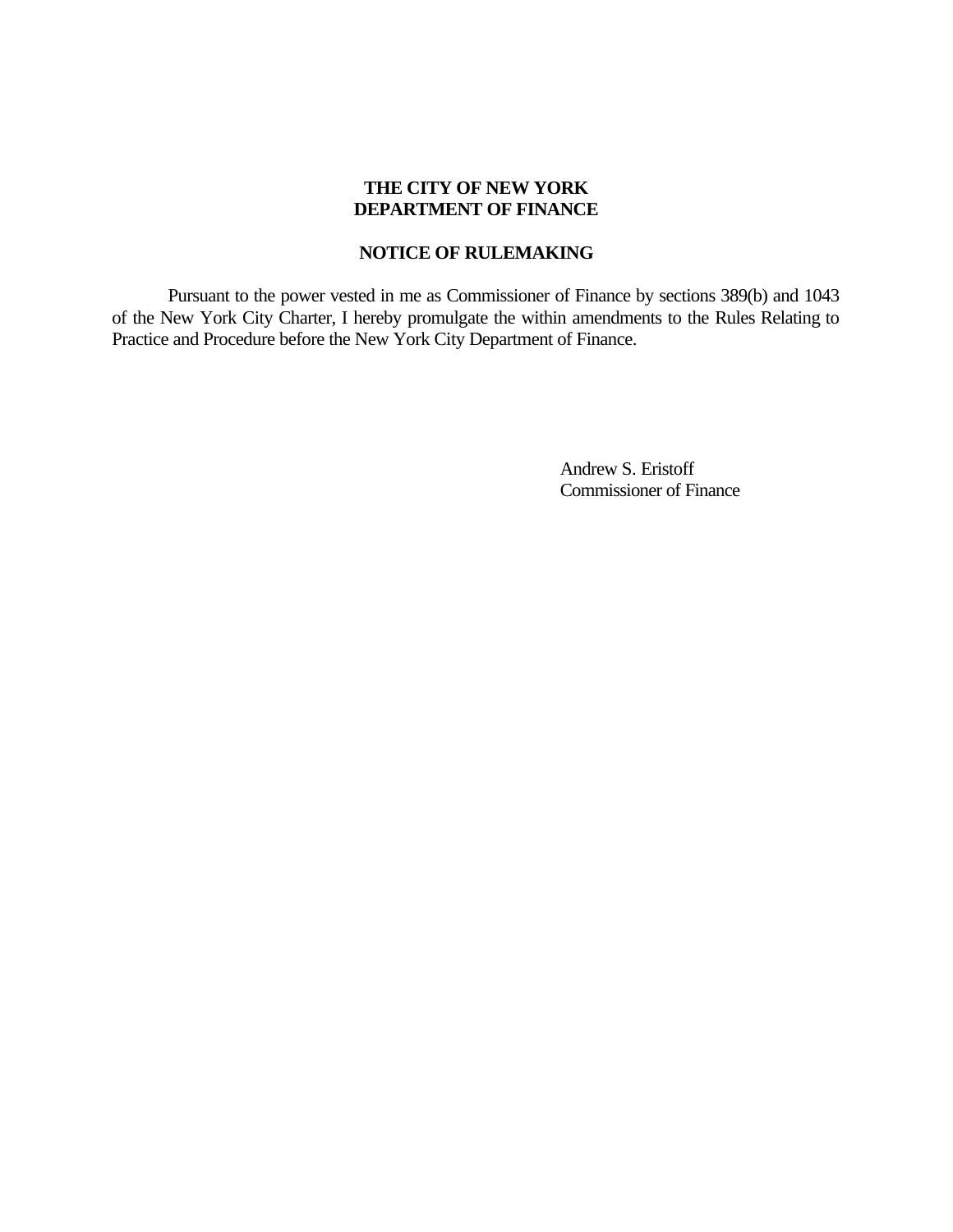**THE CITY OF NEW YORK**
**DEPARTMENT OF FINANCE**

**NOTICE OF RULEMAKING**

Pursuant to the power vested in me as Commissioner of Finance by sections 389(b) and 1043 of the New York City Charter, I hereby promulgate the within amendments to the Rules Relating to Practice and Procedure before the New York City Department of Finance.

Andrew S. Eristoff
Commissioner of Finance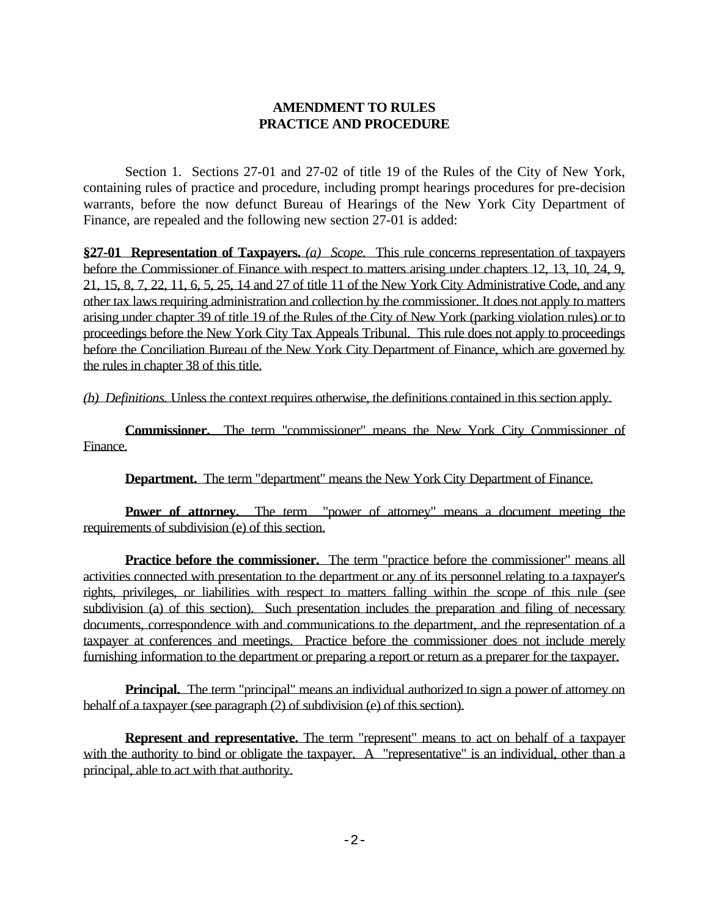**AMENDMENT TO RULES**
**PRACTICE AND PROCEDURE**

Section 1. Sections 27-01 and 27-02 of title 19 of the Rules of the City of New York, containing rules of practice and procedure, including prompt hearings procedures for pre-decision warrants, before the now defunct Bureau of Hearings of the New York City Department of Finance, are repealed and the following new section 27-01 is added:

**§27-01 Representation of Taxpayers.** *(a) Scope.* This rule concerns representation of taxpayers before the Commissioner of Finance with respect to matters arising under chapters 12, 13, 10, 24, 9, 21, 15, 8, 7, 22, 11, 6, 5, 25, 14 and 27 of title 11 of the New York City Administrative Code, and any other tax laws requiring administration and collection by the commissioner. It does not apply to matters arising under chapter 39 of title 19 of the Rules of the City of New York (parking violation rules) or to proceedings before the New York City Tax Appeals Tribunal. This rule does not apply to proceedings before the Conciliation Bureau of the New York City Department of Finance, which are governed by the rules in chapter 38 of this title.

*(b) Definitions.* Unless the context requires otherwise, the definitions contained in this section apply.

**Commissioner.** The term "commissioner" means the New York City Commissioner of Finance.

**Department.** The term "department" means the New York City Department of Finance.

**Power of attorney.** The term "power of attorney" means a document meeting the requirements of subdivision (e) of this section.

**Practice before the commissioner.** The term "practice before the commissioner" means all activities connected with presentation to the department or any of its personnel relating to a taxpayer's rights, privileges, or liabilities with respect to matters falling within the scope of this rule (see subdivision (a) of this section). Such presentation includes the preparation and filing of necessary documents, correspondence with and communications to the department, and the representation of a taxpayer at conferences and meetings. Practice before the commissioner does not include merely furnishing information to the department or preparing a report or return as a preparer for the taxpayer.

**Principal.** The term "principal" means an individual authorized to sign a power of attorney on behalf of a taxpayer (see paragraph (2) of subdivision (e) of this section).

**Represent and representative.** The term "represent" means to act on behalf of a taxpayer with the authority to bind or obligate the taxpayer. A "representative" is an individual, other than a principal, able to act with that authority.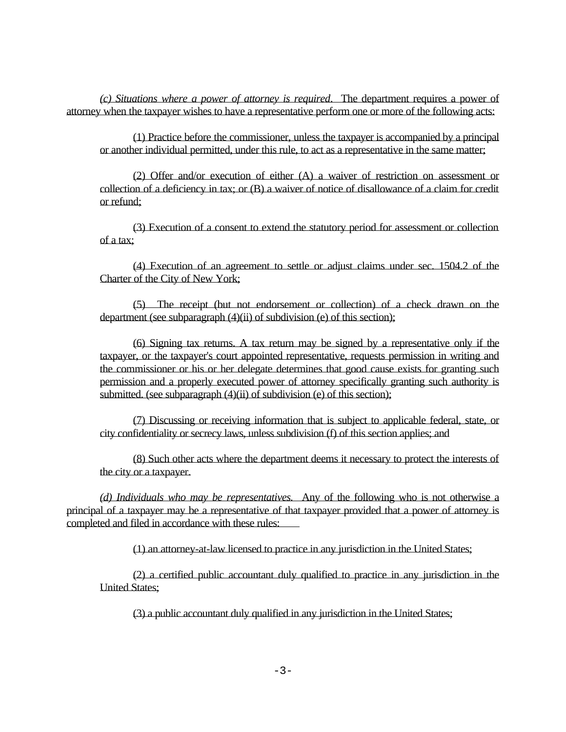*(c) Situations where a power of attorney is required.* The department requires a power of attorney when the taxpayer wishes to have a representative perform one or more of the following acts:

(1) Practice before the commissioner, unless the taxpayer is accompanied by a principal or another individual permitted, under this rule, to act as a representative in the same matter;

(2) Offer and/or execution of either (A) a waiver of restriction on assessment or collection of a deficiency in tax; or (B) a waiver of notice of disallowance of a claim for credit or refund;

(3) Execution of a consent to extend the statutory period for assessment or collection of a tax;

(4) Execution of an agreement to settle or adjust claims under sec. 1504.2 of the Charter of the City of New York;

(5) The receipt (but not endorsement or collection) of a check drawn on the department (see subparagraph (4)(ii) of subdivision (e) of this section);

(6) Signing tax returns. A tax return may be signed by a representative only if the taxpayer, or the taxpayer's court appointed representative, requests permission in writing and the commissioner or his or her delegate determines that good cause exists for granting such permission and a properly executed power of attorney specifically granting such authority is submitted. (see subparagraph (4)(ii) of subdivision (e) of this section);

(7) Discussing or receiving information that is subject to applicable federal, state, or city confidentiality or secrecy laws, unless subdivision (f) of this section applies; and

(8) Such other acts where the department deems it necessary to protect the interests of the city or a taxpayer.

*(d) Individuals who may be representatives.* Any of the following who is not otherwise a principal of a taxpayer may be a representative of that taxpayer provided that a power of attorney is completed and filed in accordance with these rules:

(1) an attorney-at-law licensed to practice in any jurisdiction in the United States;

(2) a certified public accountant duly qualified to practice in any jurisdiction in the United States;

(3) a public accountant duly qualified in any jurisdiction in the United States;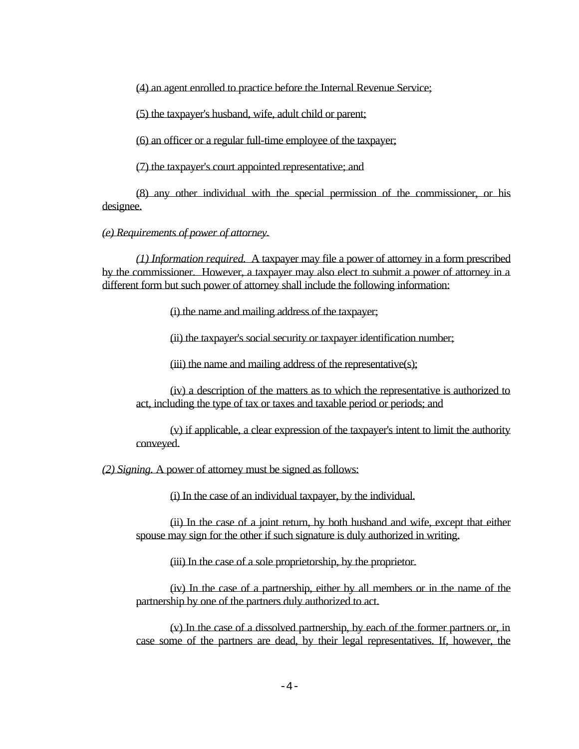(4) an agent enrolled to practice before the Internal Revenue Service;

(5) the taxpayer's husband, wife, adult child or parent;

(6) an officer or a regular full-time employee of the taxpayer;

(7) the taxpayer's court appointed representative; and

(8) any other individual with the special permission of the commissioner, or his designee.

*(e) Requirements of power of attorney.*

*(1) Information required.* A taxpayer may file a power of attorney in a form prescribed by the commissioner. However, a taxpayer may also elect to submit a power of attorney in a different form but such power of attorney shall include the following information:

(i) the name and mailing address of the taxpayer;

(ii) the taxpayer's social security or taxpayer identification number;

(iii) the name and mailing address of the representative(s);

(iv) a description of the matters as to which the representative is authorized to act, including the type of tax or taxes and taxable period or periods; and

(v) if applicable, a clear expression of the taxpayer's intent to limit the authority conveyed.

*(2) Signing.* A power of attorney must be signed as follows:

(i) In the case of an individual taxpayer, by the individual.

(ii) In the case of a joint return, by both husband and wife, except that either spouse may sign for the other if such signature is duly authorized in writing.

(iii) In the case of a sole proprietorship, by the proprietor.

(iv) In the case of a partnership, either by all members or in the name of the partnership by one of the partners duly authorized to act.

(v) In the case of a dissolved partnership, by each of the former partners or, in case some of the partners are dead, by their legal representatives. If, however, the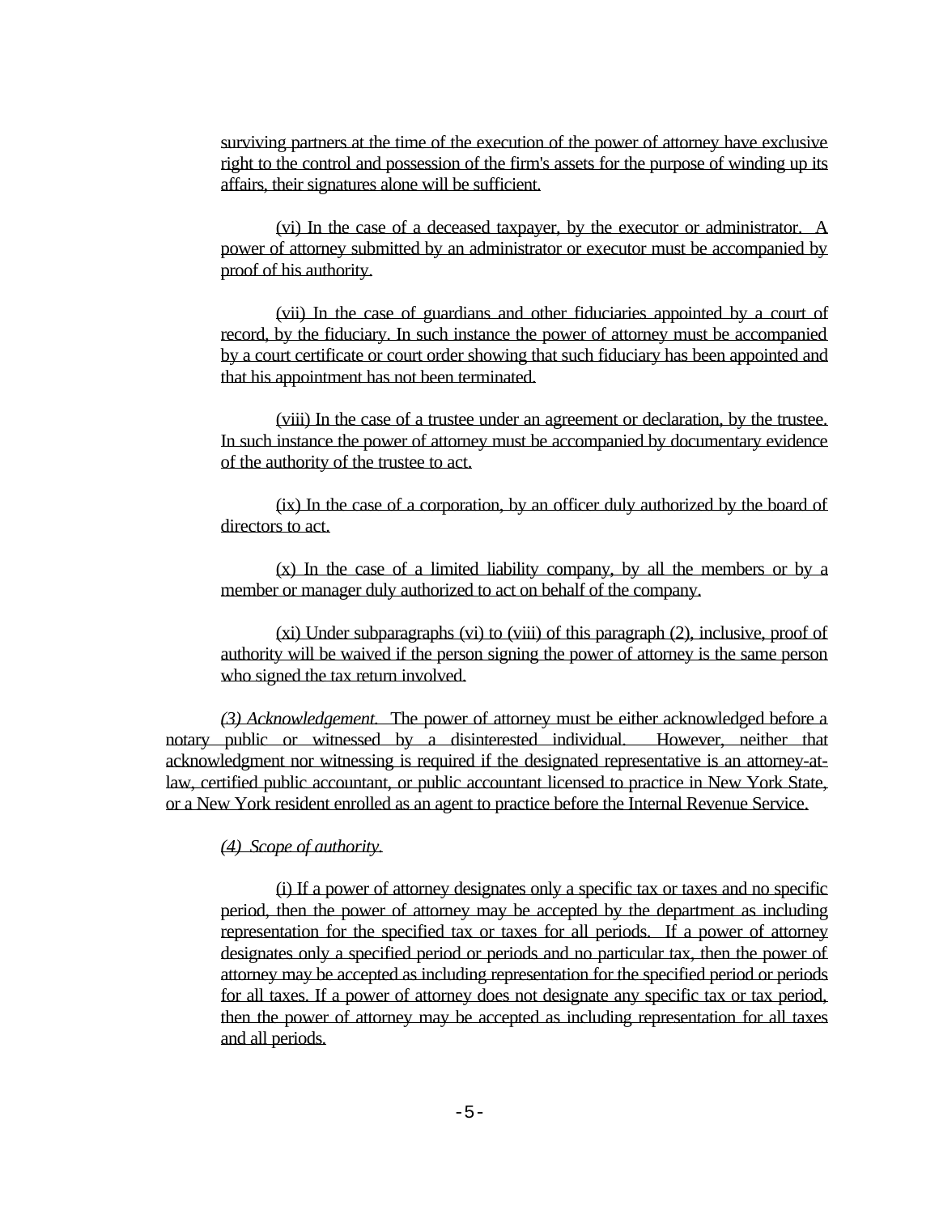surviving partners at the time of the execution of the power of attorney have exclusive right to the control and possession of the firm's assets for the purpose of winding up its affairs, their signatures alone will be sufficient.

(vi) In the case of a deceased taxpayer, by the executor or administrator. A power of attorney submitted by an administrator or executor must be accompanied by proof of his authority.

(vii) In the case of guardians and other fiduciaries appointed by a court of record, by the fiduciary. In such instance the power of attorney must be accompanied by a court certificate or court order showing that such fiduciary has been appointed and that his appointment has not been terminated.

(viii) In the case of a trustee under an agreement or declaration, by the trustee. In such instance the power of attorney must be accompanied by documentary evidence of the authority of the trustee to act.

(ix) In the case of a corporation, by an officer duly authorized by the board of directors to act.

(x) In the case of a limited liability company, by all the members or by a member or manager duly authorized to act on behalf of the company.

(xi) Under subparagraphs (vi) to (viii) of this paragraph (2), inclusive, proof of authority will be waived if the person signing the power of attorney is the same person who signed the tax return involved.

*(3) Acknowledgement.* The power of attorney must be either acknowledged before a notary public or witnessed by a disinterested individual. However, neither that acknowledgment nor witnessing is required if the designated representative is an attorney-at-law, certified public accountant, or public accountant licensed to practice in New York State, or a New York resident enrolled as an agent to practice before the Internal Revenue Service.

*(4) Scope of authority.*

(i) If a power of attorney designates only a specific tax or taxes and no specific period, then the power of attorney may be accepted by the department as including representation for the specified tax or taxes for all periods. If a power of attorney designates only a specified period or periods and no particular tax, then the power of attorney may be accepted as including representation for the specified period or periods for all taxes. If a power of attorney does not designate any specific tax or tax period, then the power of attorney may be accepted as including representation for all taxes and all periods.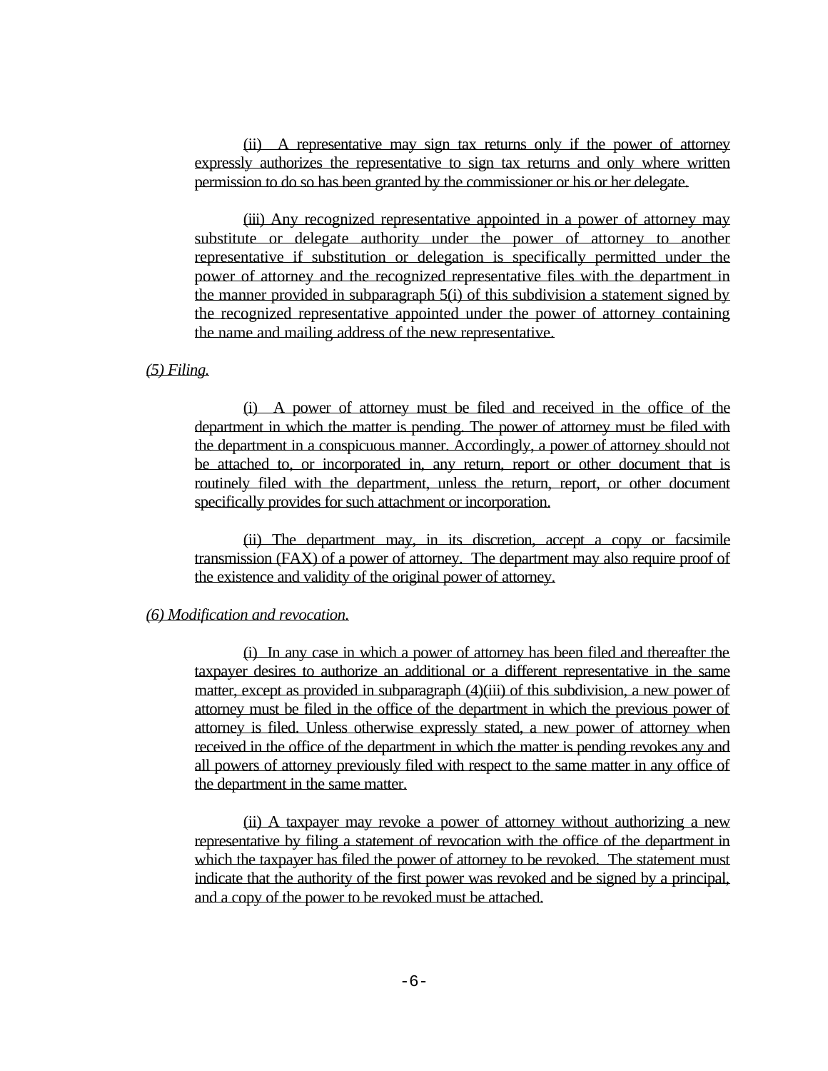(ii) A representative may sign tax returns only if the power of attorney expressly authorizes the representative to sign tax returns and only where written permission to do so has been granted by the commissioner or his or her delegate.

(iii) Any recognized representative appointed in a power of attorney may substitute or delegate authority under the power of attorney to another representative if substitution or delegation is specifically permitted under the power of attorney and the recognized representative files with the department in the manner provided in subparagraph 5(i) of this subdivision a statement signed by the recognized representative appointed under the power of attorney containing the name and mailing address of the new representative.

*(5) Filing.*

(i) A power of attorney must be filed and received in the office of the department in which the matter is pending. The power of attorney must be filed with the department in a conspicuous manner. Accordingly, a power of attorney should not be attached to, or incorporated in, any return, report or other document that is routinely filed with the department, unless the return, report, or other document specifically provides for such attachment or incorporation.

(ii) The department may, in its discretion, accept a copy or facsimile transmission (FAX) of a power of attorney. The department may also require proof of the existence and validity of the original power of attorney.

*(6) Modification and revocation.*

(i) In any case in which a power of attorney has been filed and thereafter the taxpayer desires to authorize an additional or a different representative in the same matter, except as provided in subparagraph (4)(iii) of this subdivision, a new power of attorney must be filed in the office of the department in which the previous power of attorney is filed. Unless otherwise expressly stated, a new power of attorney when received in the office of the department in which the matter is pending revokes any and all powers of attorney previously filed with respect to the same matter in any office of the department in the same matter.

(ii) A taxpayer may revoke a power of attorney without authorizing a new representative by filing a statement of revocation with the office of the department in which the taxpayer has filed the power of attorney to be revoked. The statement must indicate that the authority of the first power was revoked and be signed by a principal, and a copy of the power to be revoked must be attached.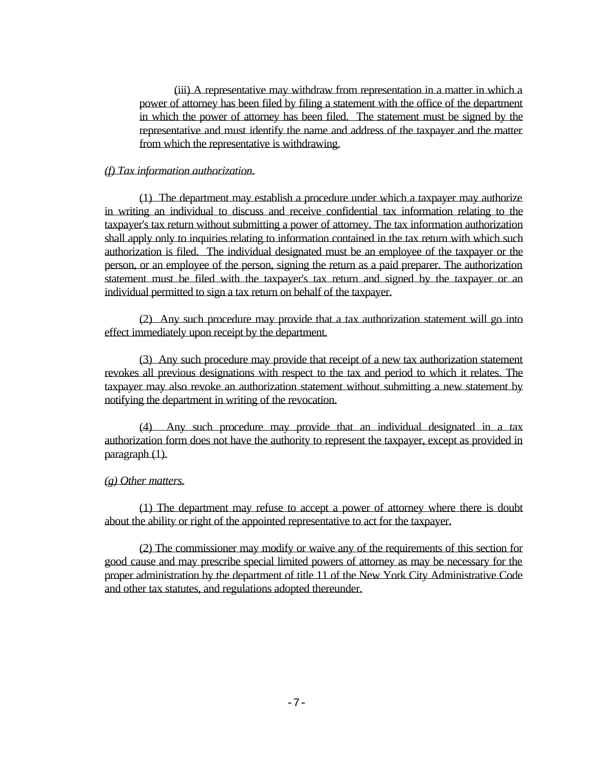(iii) A representative may withdraw from representation in a matter in which a power of attorney has been filed by filing a statement with the office of the department in which the power of attorney has been filed. The statement must be signed by the representative and must identify the name and address of the taxpayer and the matter from which the representative is withdrawing.

*(f) Tax information authorization.*

(1) The department may establish a procedure under which a taxpayer may authorize in writing an individual to discuss and receive confidential tax information relating to the taxpayer's tax return without submitting a power of attorney. The tax information authorization shall apply only to inquiries relating to information contained in the tax return with which such authorization is filed. The individual designated must be an employee of the taxpayer or the person, or an employee of the person, signing the return as a paid preparer. The authorization statement must be filed with the taxpayer's tax return and signed by the taxpayer or an individual permitted to sign a tax return on behalf of the taxpayer.

(2) Any such procedure may provide that a tax authorization statement will go into effect immediately upon receipt by the department.

(3) Any such procedure may provide that receipt of a new tax authorization statement revokes all previous designations with respect to the tax and period to which it relates. The taxpayer may also revoke an authorization statement without submitting a new statement by notifying the department in writing of the revocation.

(4) Any such procedure may provide that an individual designated in a tax authorization form does not have the authority to represent the taxpayer, except as provided in paragraph (1).

*(g) Other matters.*

(1) The department may refuse to accept a power of attorney where there is doubt about the ability or right of the appointed representative to act for the taxpayer.

(2) The commissioner may modify or waive any of the requirements of this section for good cause and may prescribe special limited powers of attorney as may be necessary for the proper administration by the department of title 11 of the New York City Administrative Code and other tax statutes, and regulations adopted thereunder.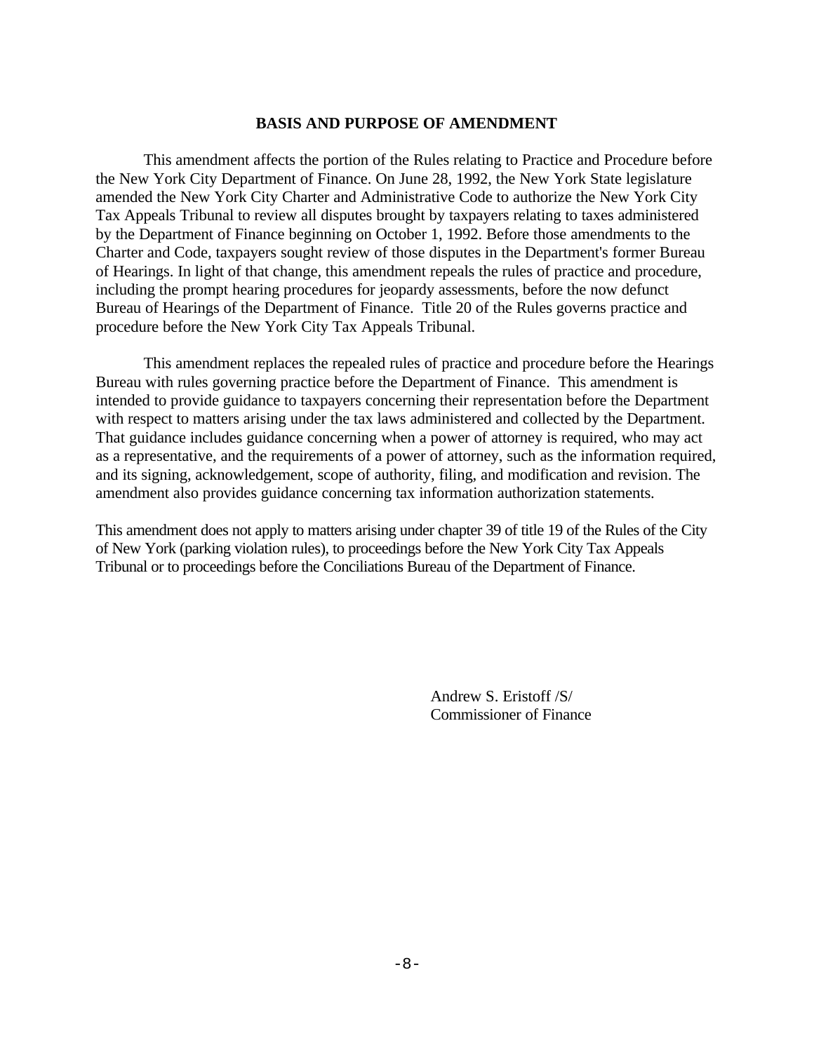## BASIS AND PURPOSE OF AMENDMENT

This amendment affects the portion of the Rules relating to Practice and Procedure before the New York City Department of Finance. On June 28, 1992, the New York State legislature amended the New York City Charter and Administrative Code to authorize the New York City Tax Appeals Tribunal to review all disputes brought by taxpayers relating to taxes administered by the Department of Finance beginning on October 1, 1992. Before those amendments to the Charter and Code, taxpayers sought review of those disputes in the Department's former Bureau of Hearings. In light of that change, this amendment repeals the rules of practice and procedure, including the prompt hearing procedures for jeopardy assessments, before the now defunct Bureau of Hearings of the Department of Finance. Title 20 of the Rules governs practice and procedure before the New York City Tax Appeals Tribunal.

This amendment replaces the repealed rules of practice and procedure before the Hearings Bureau with rules governing practice before the Department of Finance. This amendment is intended to provide guidance to taxpayers concerning their representation before the Department with respect to matters arising under the tax laws administered and collected by the Department. That guidance includes guidance concerning when a power of attorney is required, who may act as a representative, and the requirements of a power of attorney, such as the information required, and its signing, acknowledgement, scope of authority, filing, and modification and revision. The amendment also provides guidance concerning tax information authorization statements.

This amendment does not apply to matters arising under chapter 39 of title 19 of the Rules of the City of New York (parking violation rules), to proceedings before the New York City Tax Appeals Tribunal or to proceedings before the Conciliations Bureau of the Department of Finance.

Andrew S. Eristoff /S/
Commissioner of Finance